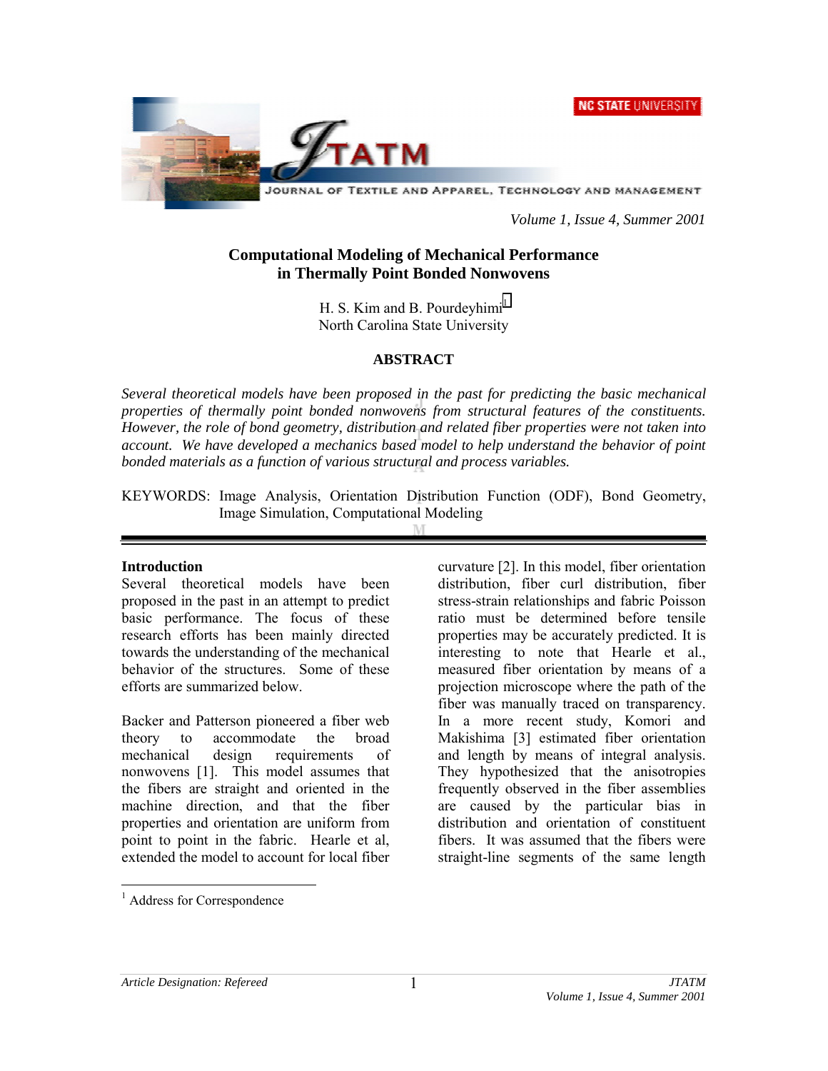# Computational Modeling of Mechanical Performance in Thermally Point Bonded Nonwovens

H. S. Kim and B. Pourdeyhimi[1]
North Carolina State University

## ABSTRACT

*Several theoretical models have been proposed in the past for predicting the basic mechanical properties of thermally point bonded nonwovens from structural features of the constituents. However, the role of bond geometry, distribution and related fiber properties were not taken into account. We have developed a mechanics based model to help understand the behavior of point bonded materials as a function of various structural and process variables.*

KEYWORDS: Image Analysis, Orientation Distribution Function (ODF), Bond Geometry, Image Simulation, Computational Modeling

## Introduction

Several theoretical models have been proposed in the past in an attempt to predict basic performance. The focus of these research efforts has been mainly directed towards the understanding of the mechanical behavior of the structures. Some of these efforts are summarized below.

Backer and Patterson pioneered a fiber web theory to accommodate the broad mechanical design requirements of nonwovens [1]. This model assumes that the fibers are straight and oriented in the machine direction, and that the fiber properties and orientation are uniform from point to point in the fabric. Hearle et al, extended the model to account for local fiber curvature [2]. In this model, fiber orientation distribution, fiber curl distribution, fiber stress-strain relationships and fabric Poisson ratio must be determined before tensile properties may be accurately predicted. It is interesting to note that Hearle et al., measured fiber orientation by means of a projection microscope where the path of the fiber was manually traced on transparency. In a more recent study, Komori and Makishima [3] estimated fiber orientation and length by means of integral analysis. They hypothesized that the anisotropies frequently observed in the fiber assemblies are caused by the particular bias in distribution and orientation of constituent fibers. It was assumed that the fibers were straight-line segments of the same length

[1] Address for Correspondence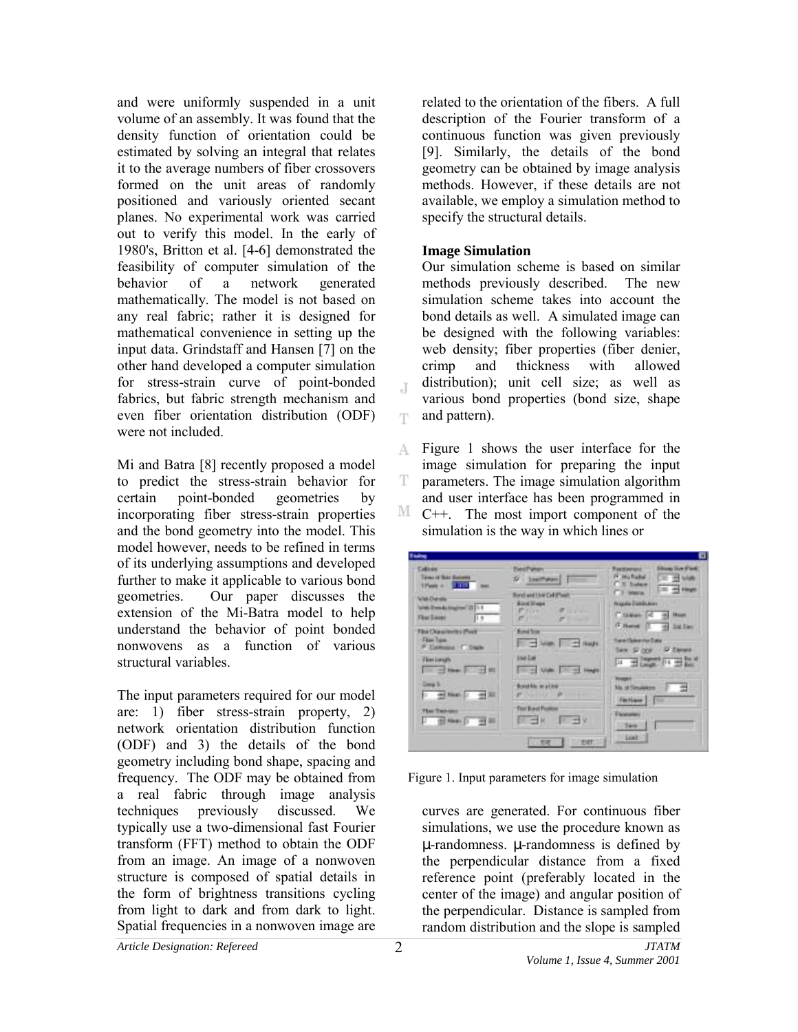and were uniformly suspended in a unit volume of an assembly. It was found that the density function of orientation could be estimated by solving an integral that relates it to the average numbers of fiber crossovers formed on the unit areas of randomly positioned and variously oriented secant planes. No experimental work was carried out to verify this model. In the early of 1980's, Britton et al. [4-6] demonstrated the feasibility of computer simulation of the behavior of a network generated mathematically. The model is not based on any real fabric; rather it is designed for mathematical convenience in setting up the input data. Grindstaff and Hansen [7] on the other hand developed a computer simulation for stress-strain curve of point-bonded fabrics, but fabric strength mechanism and even fiber orientation distribution (ODF) were not included.

Mi and Batra [8] recently proposed a model to predict the stress-strain behavior for certain point-bonded geometries by incorporating fiber stress-strain properties and the bond geometry into the model. This model however, needs to be refined in terms of its underlying assumptions and developed further to make it applicable to various bond geometries. Our paper discusses the extension of the Mi-Batra model to help understand the behavior of point bonded nonwovens as a function of various structural variables.

The input parameters required for our model are: 1) fiber stress-strain property, 2) network orientation distribution function (ODF) and 3) the details of the bond geometry including bond shape, spacing and frequency. The ODF may be obtained from a real fabric through image analysis techniques previously discussed. We typically use a two-dimensional fast Fourier transform (FFT) method to obtain the ODF from an image. An image of a nonwoven structure is composed of spatial details in the form of brightness transitions cycling from light to dark and from dark to light. Spatial frequencies in a nonwoven image are related to the orientation of the fibers. A full description of the Fourier transform of a continuous function was given previously [9]. Similarly, the details of the bond geometry can be obtained by image analysis methods. However, if these details are not available, we employ a simulation method to specify the structural details.

### Image Simulation

Our simulation scheme is based on similar methods previously described. The new simulation scheme takes into account the bond details as well. A simulated image can be designed with the following variables: web density; fiber properties (fiber denier, crimp and thickness with allowed distribution); unit cell size; as well as various bond properties (bond size, shape and pattern).

Figure 1 shows the user interface for the image simulation for preparing the input parameters. The image simulation algorithm and user interface has been programmed in C++. The most import component of the simulation is the way in which lines or curves are generated. For continuous fiber simulations, we use the procedure known as μ-randomness. μ-randomness is defined by the perpendicular distance from a fixed reference point (preferably located in the center of the image) and angular position of the perpendicular. Distance is sampled from random distribution and the slope is sampled

Figure 1. Input parameters for image simulation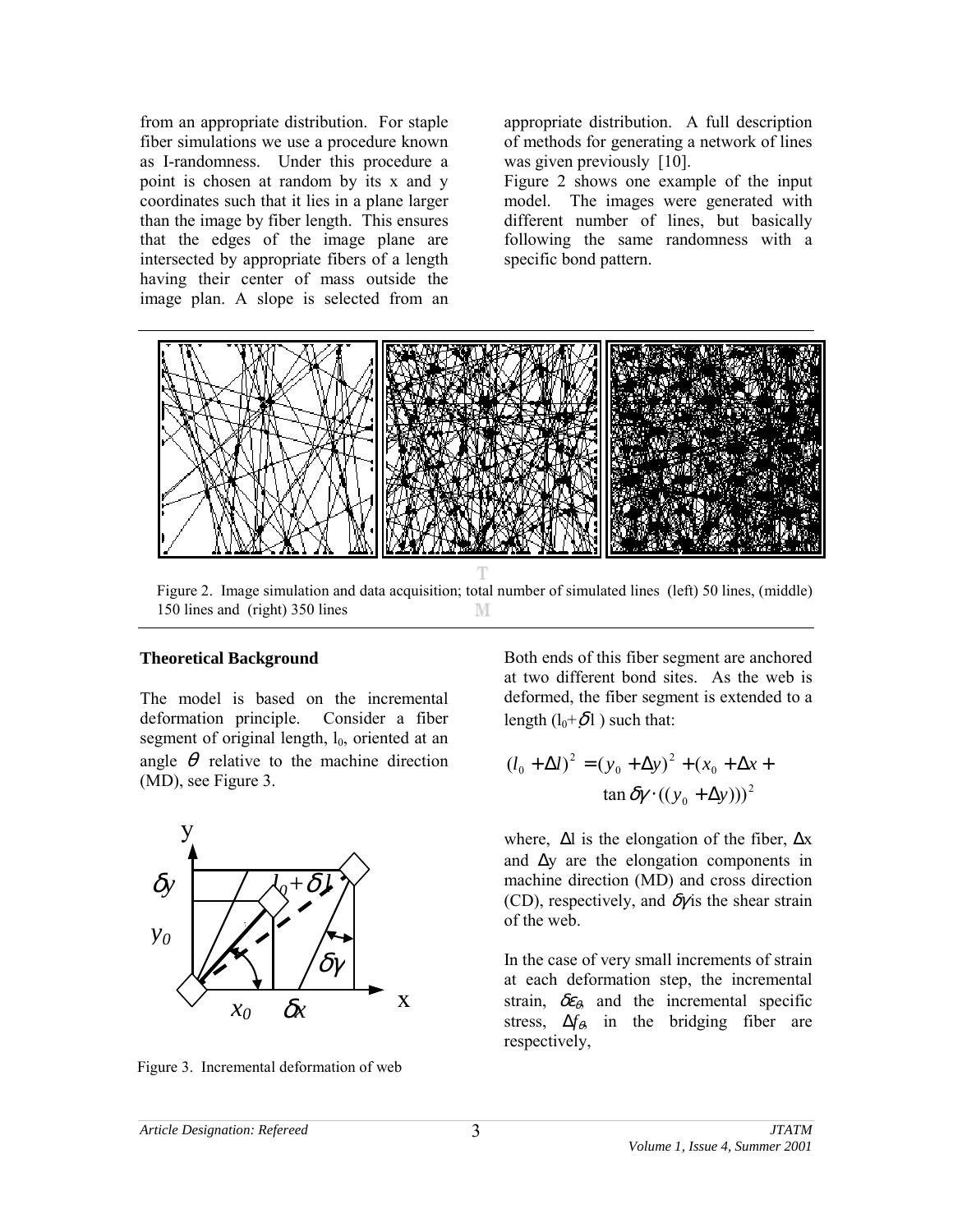from an appropriate distribution. For staple fiber simulations we use a procedure known as I-randomness. Under this procedure a point is chosen at random by its x and y coordinates such that it lies in a plane larger than the image by fiber length. This ensures that the edges of the image plane are intersected by appropriate fibers of a length having their center of mass outside the image plan. A slope is selected from an appropriate distribution. A full description of methods for generating a network of lines was given previously [10].

Figure 2 shows one example of the input model. The images were generated with different number of lines, but basically following the same randomness with a specific bond pattern.

Figure 2. Image simulation and data acquisition; total number of simulated lines (left) 50 lines, (middle) 150 lines and (right) 350 lines

### Theoretical Background

The model is based on the incremental deformation principle. Consider a fiber segment of original length, $l_0$, oriented at an angle $\theta$ relative to the machine direction (MD), see Figure 3.

Figure 3. Incremental deformation of web

Both ends of this fiber segment are anchored at two different bond sites. As the web is deformed, the fiber segment is extended to a length ($l_0+\delta l$) such that:

$$(l_0 + \Delta l)^2 = (y_0 + \Delta y)^2 + (x_0 + \Delta x + \tan\delta\gamma \cdot ((y_0 + \Delta y)))^2$$

where, $\Delta l$ is the elongation of the fiber, $\Delta x$ and $\Delta y$ are the elongation components in machine direction (MD) and cross direction (CD), respectively, and $\delta\gamma$ is the shear strain of the web.

In the case of very small increments of strain at each deformation step, the incremental strain, $\delta\varepsilon_\theta$, and the incremental specific stress, $\Delta f_\theta$, in the bridging fiber are respectively,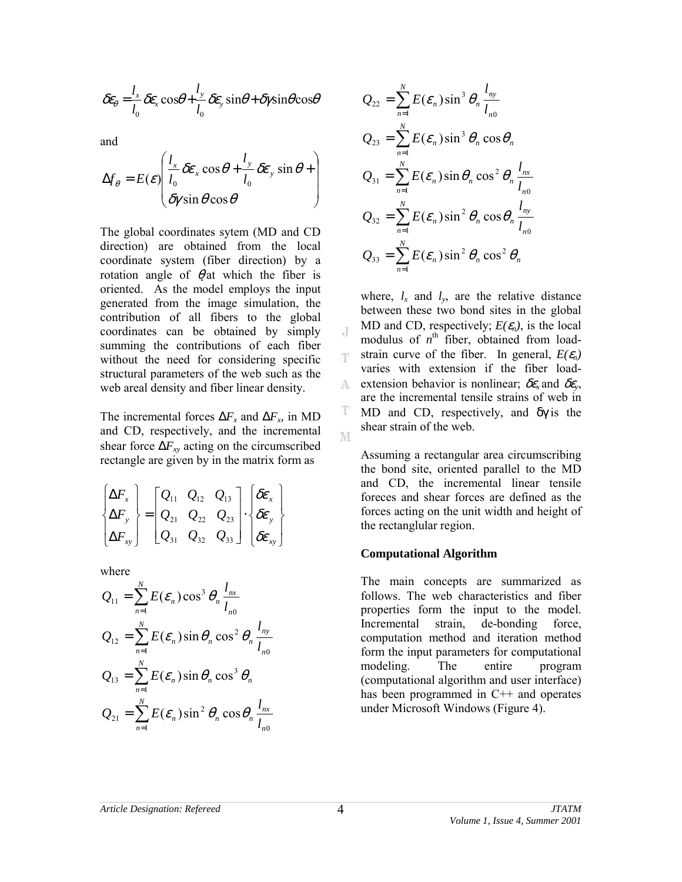$$\delta\varepsilon_\theta = \frac{l_x}{l_0}\delta\varepsilon_x \cos\theta + \frac{l_y}{l_0}\delta\varepsilon_y \sin\theta + \delta\gamma \sin\theta\cos\theta$$

and

$$\Delta f_\theta = E(\varepsilon)\begin{pmatrix} \frac{l_x}{l_0}\delta\varepsilon_x \cos\theta + \frac{l_y}{l_0}\delta\varepsilon_y \sin\theta + \\ \delta\gamma \sin\theta\cos\theta \end{pmatrix}$$

The global coordinates sytem (MD and CD direction) are obtained from the local coordinate system (fiber direction) by a rotation angle of $\theta$ at which the fiber is oriented. As the model employs the input generated from the image simulation, the contribution of all fibers to the global coordinates can be obtained by simply summing the contributions of each fiber without the need for considering specific structural parameters of the web such as the web areal density and fiber linear density.

The incremental forces $\Delta F_x$ and $\Delta F_x$, in MD and CD, respectively, and the incremental shear force $\Delta F_{xy}$ acting on the circumscribed rectangle are given by in the matrix form as

$$\begin{Bmatrix} \Delta F_x \\ \Delta F_y \\ \Delta F_{xy} \end{Bmatrix} = \begin{bmatrix} Q_{11} & Q_{12} & Q_{13} \\ Q_{21} & Q_{22} & Q_{23} \\ Q_{31} & Q_{32} & Q_{33} \end{bmatrix} \cdot \begin{Bmatrix} \delta\varepsilon_x \\ \delta\varepsilon_y \\ \delta\varepsilon_{xy} \end{Bmatrix}$$

where

$$Q_{11} = \sum_{n=1}^{N} E(\varepsilon_n)\cos^3\theta_n \frac{l_{nx}}{l_{n0}}$$

$$Q_{12} = \sum_{n=1}^{N} E(\varepsilon_n)\sin\theta_n \cos^2\theta_n \frac{l_{ny}}{l_{n0}}$$

$$Q_{13} = \sum_{n=1}^{N} E(\varepsilon_n)\sin\theta_n \cos^3\theta_n$$

$$Q_{21} = \sum_{n=1}^{N} E(\varepsilon_n)\sin^2\theta_n \cos\theta_n \frac{l_{nx}}{l_{n0}}$$

$$Q_{22} = \sum_{n=1}^{N} E(\varepsilon_n)\sin^3\theta_n \frac{l_{ny}}{l_{n0}}$$

$$Q_{23} = \sum_{n=1}^{N} E(\varepsilon_n)\sin^3\theta_n \cos\theta_n$$

$$Q_{31} = \sum_{n=1}^{N} E(\varepsilon_n)\sin\theta_n \cos^2\theta_n \frac{l_{nx}}{l_{n0}}$$

$$Q_{32} = \sum_{n=1}^{N} E(\varepsilon_n)\sin^2\theta_n \cos\theta_n \frac{l_{ny}}{l_{n0}}$$

$$Q_{33} = \sum_{n=1}^{N} E(\varepsilon_n)\sin^2\theta_n \cos^2\theta_n$$

where, $l_x$ and $l_y$, are the relative distance between these two bond sites in the global MD and CD, respectively; $E(\varepsilon_n)$, is the local modulus of $n^{th}$ fiber, obtained from load-strain curve of the fiber. In general, $E(\varepsilon_n)$ varies with extension if the fiber load-extension behavior is nonlinear; $\delta\varepsilon_x$ and $\delta\varepsilon_y$, are the incremental tensile strains of web in MD and CD, respectively, and $\delta\gamma$ is the shear strain of the web.

Assuming a rectangular area circumscribing the bond site, oriented parallel to the MD and CD, the incremental linear tensile foreces and shear forces are defined as the forces acting on the unit width and height of the rectanglular region.

### Computational Algorithm

The main concepts are summarized as follows. The web characteristics and fiber properties form the input to the model. Incremental strain, de-bonding force, computation method and iteration method form the input parameters for computational modeling. The entire program (computational algorithm and user interface) has been programmed in C++ and operates under Microsoft Windows (Figure 4).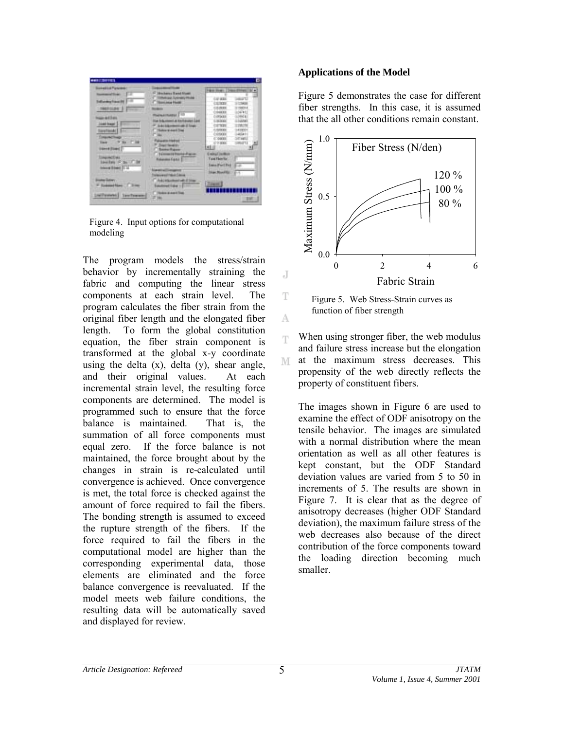Figure 4. Input options for computational modeling

The program models the stress/strain behavior by incrementally straining the fabric and computing the linear stress components at each strain level. The program calculates the fiber strain from the original fiber length and the elongated fiber length. To form the global constitution equation, the fiber strain component is transformed at the global x-y coordinate using the delta (x), delta (y), shear angle, and their original values. At each incremental strain level, the resulting force components are determined. The model is programmed such to ensure that the force balance is maintained. That is, the summation of all force components must equal zero. If the force balance is not maintained, the force brought about by the changes in strain is re-calculated until convergence is achieved. Once convergence is met, the total force is checked against the amount of force required to fail the fibers. The bonding strength is assumed to exceed the rupture strength of the fibers. If the force required to fail the fibers in the computational model are higher than the corresponding experimental data, those elements are eliminated and the force balance convergence is reevaluated. If the model meets web failure conditions, the resulting data will be automatically saved and displayed for review.

## Applications of the Model

Figure 5 demonstrates the case for different fiber strengths. In this case, it is assumed that the all other conditions remain constant.

Figure 5. Web Stress-Strain curves as function of fiber strength

When using stronger fiber, the web modulus and failure stress increase but the elongation at the maximum stress decreases. This propensity of the web directly reflects the property of constituent fibers.

The images shown in Figure 6 are used to examine the effect of ODF anisotropy on the tensile behavior. The images are simulated with a normal distribution where the mean orientation as well as all other features is kept constant, but the ODF Standard deviation values are varied from 5 to 50 in increments of 5. The results are shown in Figure 7. It is clear that as the degree of anisotropy decreases (higher ODF Standard deviation), the maximum failure stress of the web decreases also because of the direct contribution of the force components toward the loading direction becoming much smaller.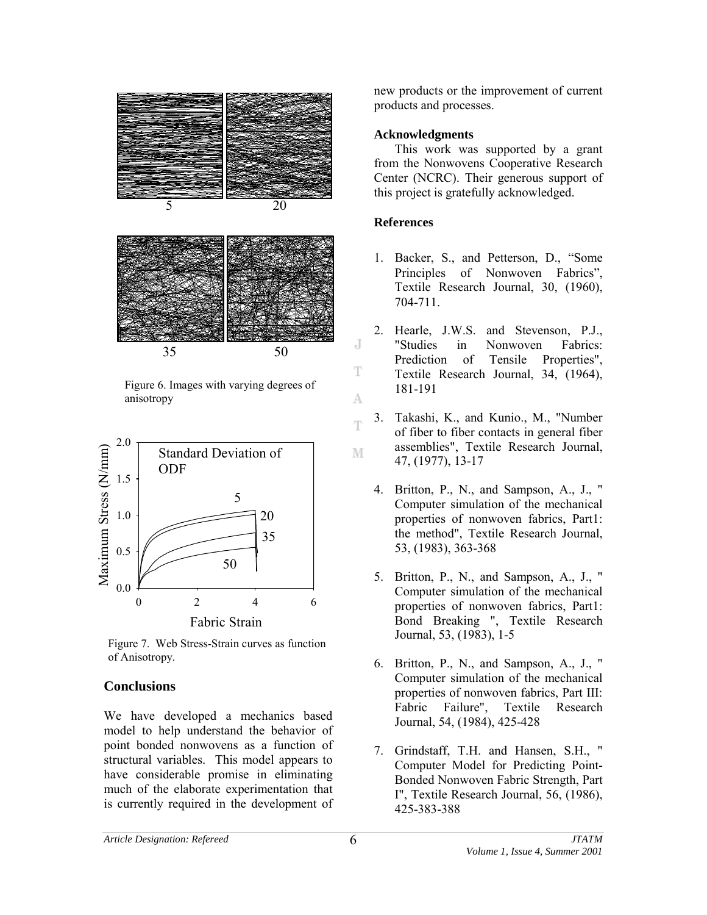Figure 6. Images with varying degrees of anisotropy

Figure 7. Web Stress-Strain curves as function of Anisotropy.

## Conclusions

We have developed a mechanics based model to help understand the behavior of point bonded nonwovens as a function of structural variables. This model appears to have considerable promise in eliminating much of the elaborate experimentation that is currently required in the development of new products or the improvement of current products and processes.

### Acknowledgments

This work was supported by a grant from the Nonwovens Cooperative Research Center (NCRC). Their generous support of this project is gratefully acknowledged.

### References

1. Backer, S., and Petterson, D., “Some Principles of Nonwoven Fabrics”, Textile Research Journal, 30, (1960), 704-711.
2. Hearle, J.W.S. and Stevenson, P.J., "Studies in Nonwoven Fabrics: Prediction of Tensile Properties", Textile Research Journal, 34, (1964), 181-191
3. Takashi, K., and Kunio., M., "Number of fiber to fiber contacts in general fiber assemblies", Textile Research Journal, 47, (1977), 13-17
4. Britton, P., N., and Sampson, A., J., " Computer simulation of the mechanical properties of nonwoven fabrics, Part1: the method", Textile Research Journal, 53, (1983), 363-368
5. Britton, P., N., and Sampson, A., J., " Computer simulation of the mechanical properties of nonwoven fabrics, Part1: Bond Breaking ", Textile Research Journal, 53, (1983), 1-5
6. Britton, P., N., and Sampson, A., J., " Computer simulation of the mechanical properties of nonwoven fabrics, Part III: Fabric Failure", Textile Research Journal, 54, (1984), 425-428
7. Grindstaff, T.H. and Hansen, S.H., " Computer Model for Predicting Point-Bonded Nonwoven Fabric Strength, Part I", Textile Research Journal, 56, (1986), 425-383-388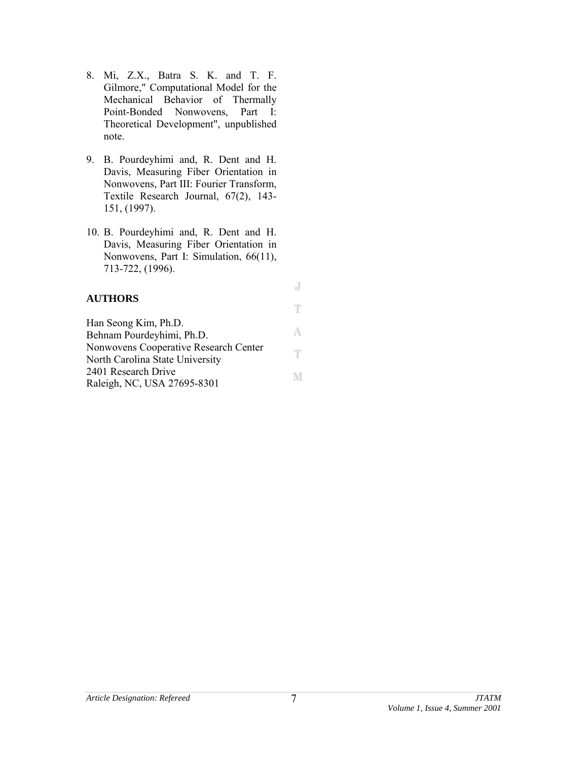8. Mi, Z.X., Batra S. K. and T. F. Gilmore," Computational Model for the Mechanical Behavior of Thermally Point-Bonded Nonwovens, Part I: Theoretical Development", unpublished note.

9. B. Pourdeyhimi and, R. Dent and H. Davis, Measuring Fiber Orientation in Nonwovens, Part III: Fourier Transform, Textile Research Journal, 67(2), 143-151, (1997).

10. B. Pourdeyhimi and, R. Dent and H. Davis, Measuring Fiber Orientation in Nonwovens, Part I: Simulation, 66(11), 713-722, (1996).

## AUTHORS

Han Seong Kim, Ph.D.
Behnam Pourdeyhimi, Ph.D.
Nonwovens Cooperative Research Center
North Carolina State University
2401 Research Drive
Raleigh, NC, USA 27695-8301